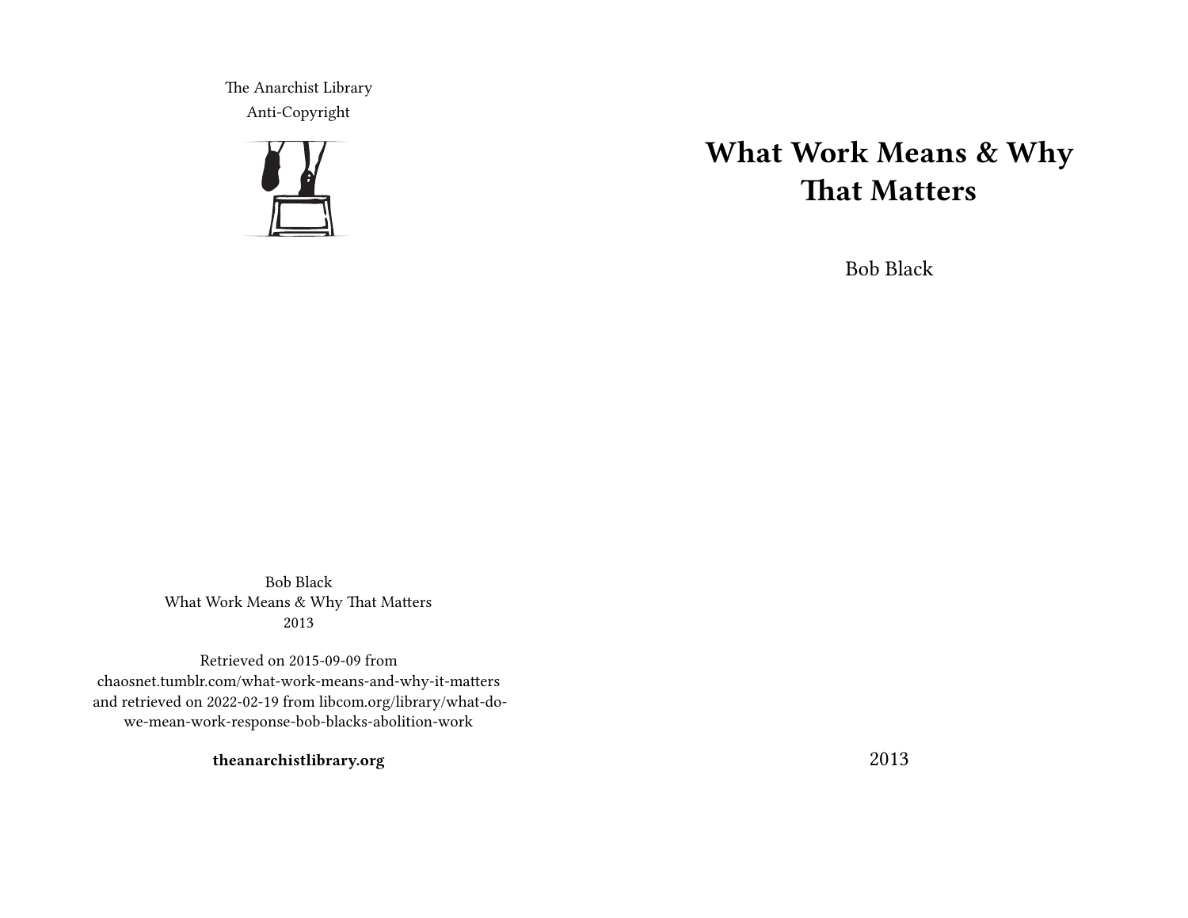The Anarchist Library
Anti-Copyright

# What Work Means & Why That Matters

Bob Black

2013

Bob Black
What Work Means & Why That Matters
2013

Retrieved on 2015-09-09 from chaosnet.tumblr.com/what-work-means-and-why-it-matters and retrieved on 2022-02-19 from libcom.org/library/what-do-we-mean-work-response-bob-blacks-abolition-work

**theanarchistlibrary.org**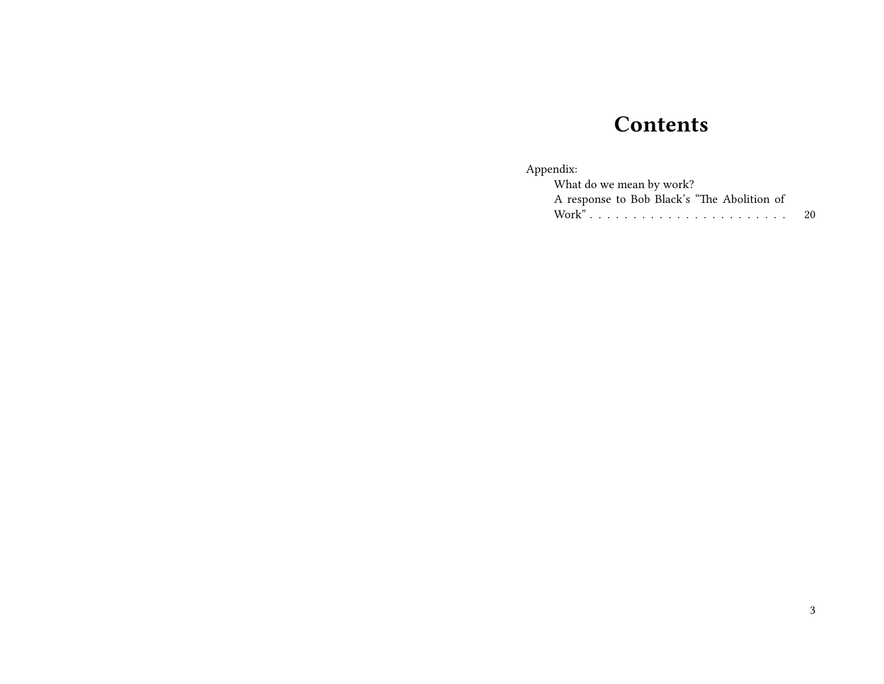# Contents

Appendix:
- What do we mean by work?
- A response to Bob Black's "The Abolition of Work" . . . . . . . . . . . . . . . . . . . . . . . 20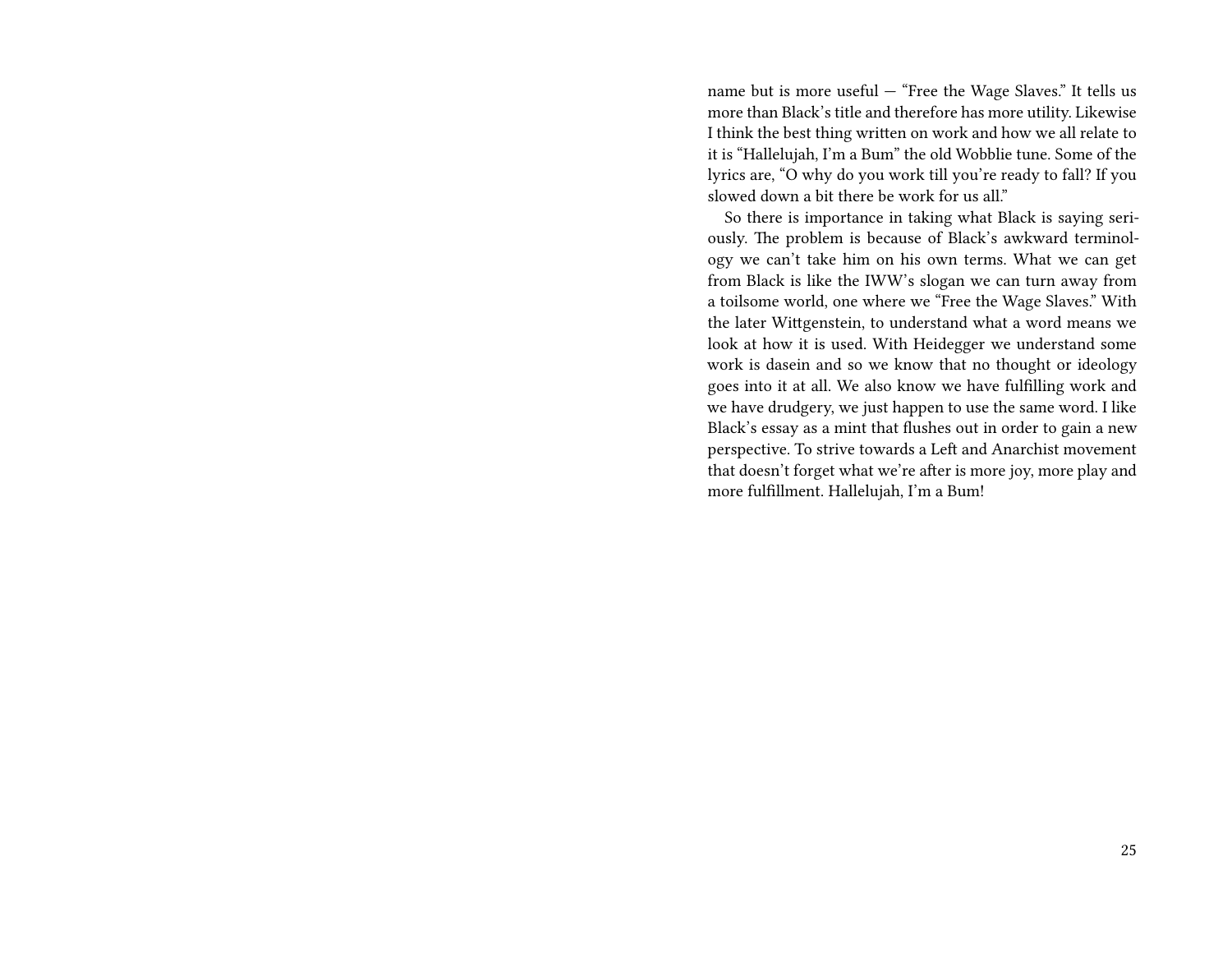name but is more useful — "Free the Wage Slaves." It tells us more than Black's title and therefore has more utility. Likewise I think the best thing written on work and how we all relate to it is "Hallelujah, I'm a Bum" the old Wobblie tune. Some of the lyrics are, "O why do you work till you're ready to fall? If you slowed down a bit there be work for us all."

So there is importance in taking what Black is saying seriously. The problem is because of Black's awkward terminology we can't take him on his own terms. What we can get from Black is like the IWW's slogan we can turn away from a toilsome world, one where we "Free the Wage Slaves." With the later Wittgenstein, to understand what a word means we look at how it is used. With Heidegger we understand some work is dasein and so we know that no thought or ideology goes into it at all. We also know we have fulfilling work and we have drudgery, we just happen to use the same word. I like Black's essay as a mint that flushes out in order to gain a new perspective. To strive towards a Left and Anarchist movement that doesn't forget what we're after is more joy, more play and more fulfillment. Hallelujah, I'm a Bum!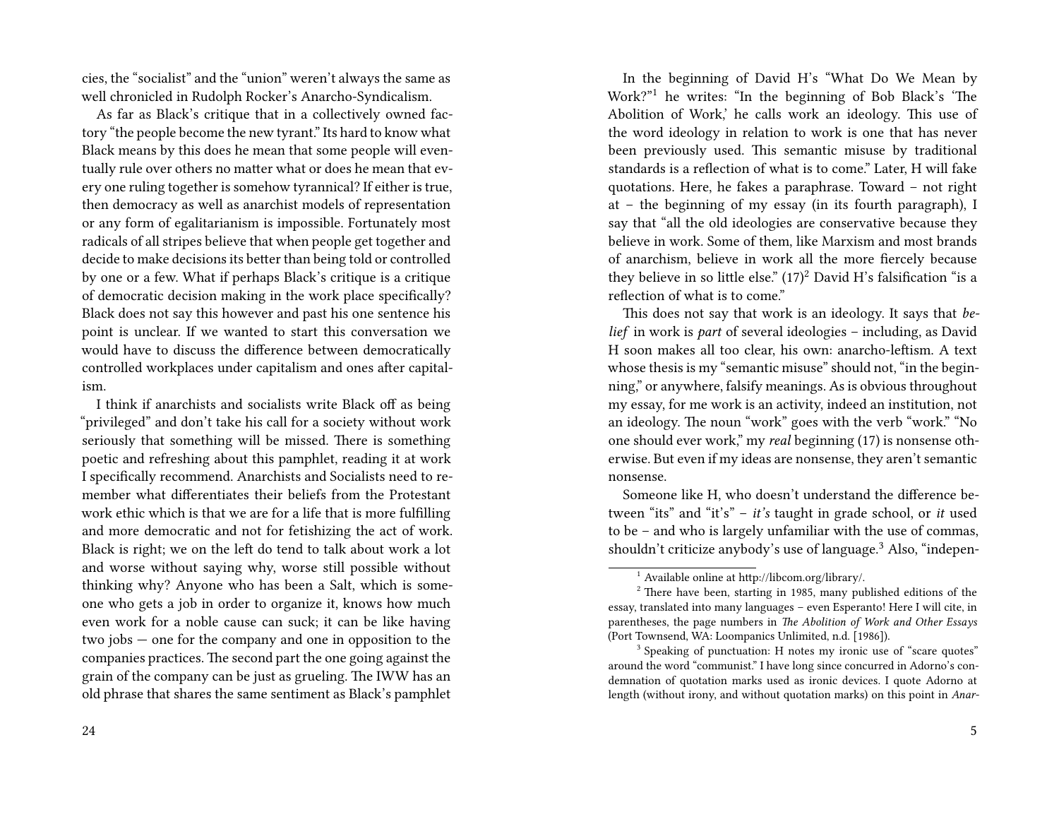cies, the "socialist" and the "union" weren't always the same as well chronicled in Rudolph Rocker's Anarcho-Syndicalism.

As far as Black's critique that in a collectively owned factory "the people become the new tyrant." Its hard to know what Black means by this does he mean that some people will eventually rule over others no matter what or does he mean that every one ruling together is somehow tyrannical? If either is true, then democracy as well as anarchist models of representation or any form of egalitarianism is impossible. Fortunately most radicals of all stripes believe that when people get together and decide to make decisions its better than being told or controlled by one or a few. What if perhaps Black's critique is a critique of democratic decision making in the work place specifically? Black does not say this however and past his one sentence his point is unclear. If we wanted to start this conversation we would have to discuss the difference between democratically controlled workplaces under capitalism and ones after capitalism.

I think if anarchists and socialists write Black off as being "privileged" and don't take his call for a society without work seriously that something will be missed. There is something poetic and refreshing about this pamphlet, reading it at work I specifically recommend. Anarchists and Socialists need to remember what differentiates their beliefs from the Protestant work ethic which is that we are for a life that is more fulfilling and more democratic and not for fetishizing the act of work. Black is right; we on the left do tend to talk about work a lot and worse without saying why, worse still possible without thinking why? Anyone who has been a Salt, which is someone who gets a job in order to organize it, knows how much even work for a noble cause can suck; it can be like having two jobs — one for the company and one in opposition to the companies practices. The second part the one going against the grain of the company can be just as grueling. The IWW has an old phrase that shares the same sentiment as Black's pamphlet

In the beginning of David H's "What Do We Mean by Work?"[1] he writes: "In the beginning of Bob Black's 'The Abolition of Work,' he calls work an ideology. This use of the word ideology in relation to work is one that has never been previously used. This semantic misuse by traditional standards is a reflection of what is to come." Later, H will fake quotations. Here, he fakes a paraphrase. Toward – not right at – the beginning of my essay (in its fourth paragraph), I say that "all the old ideologies are conservative because they believe in work. Some of them, like Marxism and most brands of anarchism, believe in work all the more fiercely because they believe in so little else." (17)[2] David H's falsification "is a reflection of what is to come."

This does not say that work is an ideology. It says that *belief* in work is *part* of several ideologies – including, as David H soon makes all too clear, his own: anarcho-leftism. A text whose thesis is my "semantic misuse" should not, "in the beginning," or anywhere, falsify meanings. As is obvious throughout my essay, for me work is an activity, indeed an institution, not an ideology. The noun "work" goes with the verb "work." "No one should ever work," my *real* beginning (17) is nonsense otherwise. But even if my ideas are nonsense, they aren't semantic nonsense.

Someone like H, who doesn't understand the difference between "its" and "it's" – *it's* taught in grade school, or *it* used to be – and who is largely unfamiliar with the use of commas, shouldn't criticize anybody's use of language.[3] Also, "indepen-

[1] Available online at http://libcom.org/library/.

[2] There have been, starting in 1985, many published editions of the essay, translated into many languages – even Esperanto! Here I will cite, in parentheses, the page numbers in *The Abolition of Work and Other Essays* (Port Townsend, WA: Loompanics Unlimited, n.d. [1986]).

[3] Speaking of punctuation: H notes my ironic use of "scare quotes" around the word "communist." I have long since concurred in Adorno's condemnation of quotation marks used as ironic devices. I quote Adorno at length (without irony, and without quotation marks) on this point in *Anar-*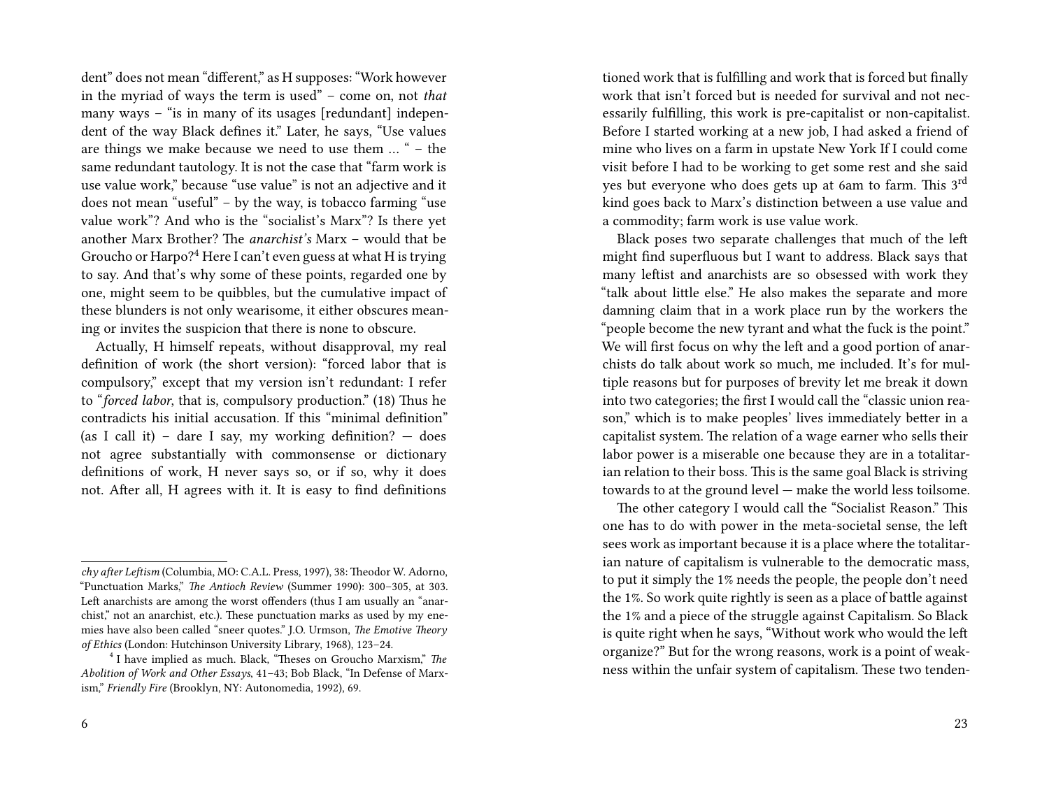dent" does not mean "different," as H supposes: "Work however in the myriad of ways the term is used" – come on, not *that* many ways – "is in many of its usages [redundant] independent of the way Black defines it." Later, he says, "Use values are things we make because we need to use them … " – the same redundant tautology. It is not the case that "farm work is use value work," because "use value" is not an adjective and it does not mean "useful" – by the way, is tobacco farming "use value work"? And who is the "socialist's Marx"? Is there yet another Marx Brother? The *anarchist's* Marx – would that be Groucho or Harpo?[4] Here I can't even guess at what H is trying to say. And that's why some of these points, regarded one by one, might seem to be quibbles, but the cumulative impact of these blunders is not only wearisome, it either obscures meaning or invites the suspicion that there is none to obscure.

Actually, H himself repeats, without disapproval, my real definition of work (the short version): "forced labor that is compulsory," except that my version isn't redundant: I refer to "*forced labor*, that is, compulsory production." (18) Thus he contradicts his initial accusation. If this "minimal definition" (as I call it) – dare I say, my working definition? — does not agree substantially with commonsense or dictionary definitions of work, H never says so, or if so, why it does not. After all, H agrees with it. It is easy to find definitions

*chy after Leftism* (Columbia, MO: C.A.L. Press, 1997), 38: Theodor W. Adorno, "Punctuation Marks," *The Antioch Review* (Summer 1990): 300–305, at 303. Left anarchists are among the worst offenders (thus I am usually an "anarchist," not an anarchist, etc.). These punctuation marks as used by my enemies have also been called "sneer quotes." J.O. Urmson, *The Emotive Theory of Ethics* (London: Hutchinson University Library, 1968), 123–24.

[4] I have implied as much. Black, "Theses on Groucho Marxism," *The Abolition of Work and Other Essays*, 41–43; Bob Black, "In Defense of Marxism," *Friendly Fire* (Brooklyn, NY: Autonomedia, 1992), 69.

tioned work that is fulfilling and work that is forced but finally work that isn't forced but is needed for survival and not necessarily fulfilling, this work is pre-capitalist or non-capitalist. Before I started working at a new job, I had asked a friend of mine who lives on a farm in upstate New York If I could come visit before I had to be working to get some rest and she said yes but everyone who does gets up at 6am to farm. This 3rd kind goes back to Marx's distinction between a use value and a commodity; farm work is use value work.

Black poses two separate challenges that much of the left might find superfluous but I want to address. Black says that many leftist and anarchists are so obsessed with work they "talk about little else." He also makes the separate and more damning claim that in a work place run by the workers the "people become the new tyrant and what the fuck is the point." We will first focus on why the left and a good portion of anarchists do talk about work so much, me included. It's for multiple reasons but for purposes of brevity let me break it down into two categories; the first I would call the "classic union reason," which is to make peoples' lives immediately better in a capitalist system. The relation of a wage earner who sells their labor power is a miserable one because they are in a totalitarian relation to their boss. This is the same goal Black is striving towards to at the ground level — make the world less toilsome.

The other category I would call the "Socialist Reason." This one has to do with power in the meta-societal sense, the left sees work as important because it is a place where the totalitarian nature of capitalism is vulnerable to the democratic mass, to put it simply the 1% needs the people, the people don't need the 1%. So work quite rightly is seen as a place of battle against the 1% and a piece of the struggle against Capitalism. So Black is quite right when he says, "Without work who would the left organize?" But for the wrong reasons, work is a point of weakness within the unfair system of capitalism. These two tenden-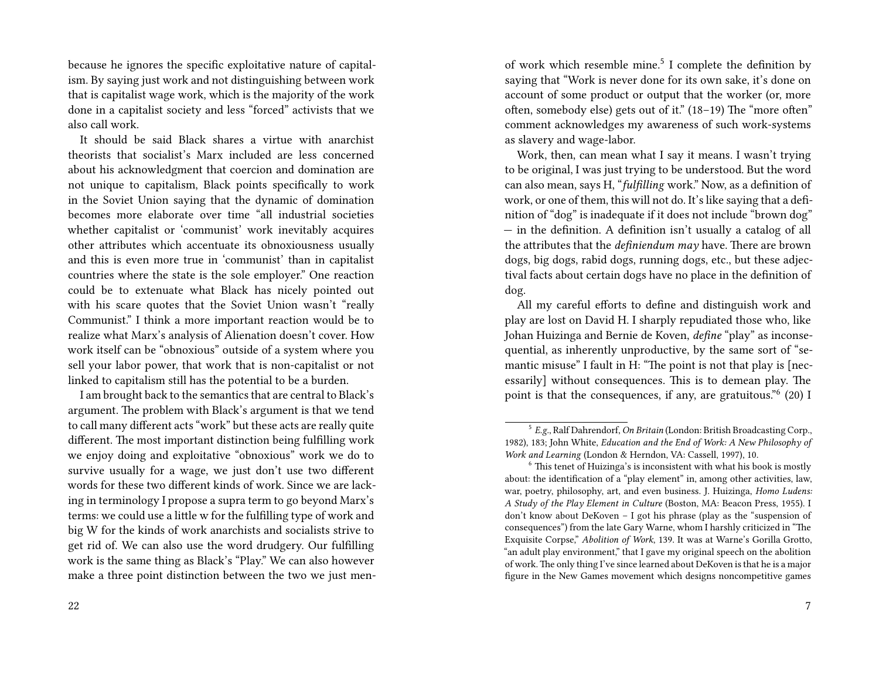because he ignores the specific exploitative nature of capitalism. By saying just work and not distinguishing between work that is capitalist wage work, which is the majority of the work done in a capitalist society and less "forced" activists that we also call work.

It should be said Black shares a virtue with anarchist theorists that socialist's Marx included are less concerned about his acknowledgment that coercion and domination are not unique to capitalism, Black points specifically to work in the Soviet Union saying that the dynamic of domination becomes more elaborate over time "all industrial societies whether capitalist or 'communist' work inevitably acquires other attributes which accentuate its obnoxiousness usually and this is even more true in 'communist' than in capitalist countries where the state is the sole employer." One reaction could be to extenuate what Black has nicely pointed out with his scare quotes that the Soviet Union wasn't "really Communist." I think a more important reaction would be to realize what Marx's analysis of Alienation doesn't cover. How work itself can be "obnoxious" outside of a system where you sell your labor power, that work that is non-capitalist or not linked to capitalism still has the potential to be a burden.

I am brought back to the semantics that are central to Black's argument. The problem with Black's argument is that we tend to call many different acts "work" but these acts are really quite different. The most important distinction being fulfilling work we enjoy doing and exploitative "obnoxious" work we do to survive usually for a wage, we just don't use two different words for these two different kinds of work. Since we are lacking in terminology I propose a supra term to go beyond Marx's terms: we could use a little w for the fulfilling type of work and big W for the kinds of work anarchists and socialists strive to get rid of. We can also use the word drudgery. Our fulfilling work is the same thing as Black's "Play." We can also however make a three point distinction between the two we just men-

of work which resemble mine.[5] I complete the definition by saying that "Work is never done for its own sake, it's done on account of some product or output that the worker (or, more often, somebody else) gets out of it." (18–19) The "more often" comment acknowledges my awareness of such work-systems as slavery and wage-labor.

Work, then, can mean what I say it means. I wasn't trying to be original, I was just trying to be understood. But the word can also mean, says H, "*fulfilling* work." Now, as a definition of work, or one of them, this will not do. It's like saying that a definition of "dog" is inadequate if it does not include "brown dog" — in the definition. A definition isn't usually a catalog of all the attributes that the *definiendum may* have. There are brown dogs, big dogs, rabid dogs, running dogs, etc., but these adjectival facts about certain dogs have no place in the definition of dog.

All my careful efforts to define and distinguish work and play are lost on David H. I sharply repudiated those who, like Johan Huizinga and Bernie de Koven, *define* "play" as inconsequential, as inherently unproductive, by the same sort of "semantic misuse" I fault in H: "The point is not that play is [necessarily] without consequences. This is to demean play. The point is that the consequences, if any, are gratuitous."[6] (20) I

---

[5] *E.g.*, Ralf Dahrendorf, *On Britain* (London: British Broadcasting Corp., 1982), 183; John White, *Education and the End of Work: A New Philosophy of Work and Learning* (London & Herndon, VA: Cassell, 1997), 10.

[6] This tenet of Huizinga's is inconsistent with what his book is mostly about: the identification of a "play element" in, among other activities, law, war, poetry, philosophy, art, and even business. J. Huizinga, *Homo Ludens: A Study of the Play Element in Culture* (Boston, MA: Beacon Press, 1955). I don't know about DeKoven – I got his phrase (play as the "suspension of consequences") from the late Gary Warne, whom I harshly criticized in "The Exquisite Corpse," *Abolition of Work*, 139. It was at Warne's Gorilla Grotto, "an adult play environment," that I gave my original speech on the abolition of work. The only thing I've since learned about DeKoven is that he is a major figure in the New Games movement which designs noncompetitive games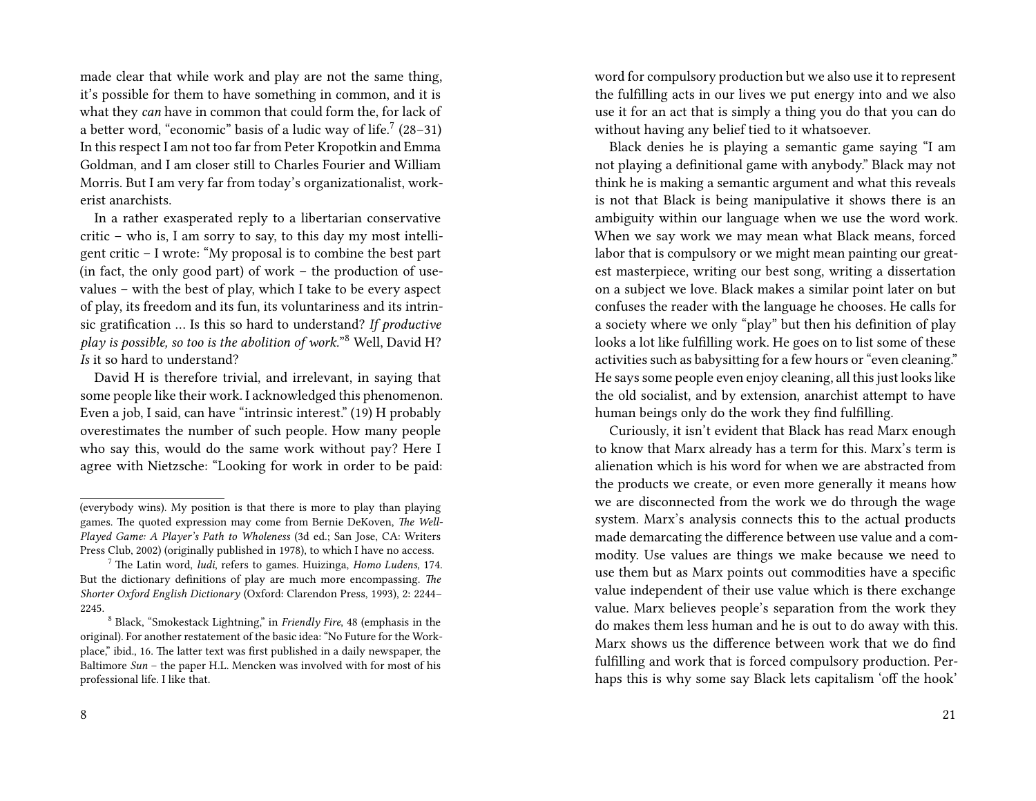made clear that while work and play are not the same thing, it's possible for them to have something in common, and it is what they *can* have in common that could form the, for lack of a better word, "economic" basis of a ludic way of life.[7] (28–31) In this respect I am not too far from Peter Kropotkin and Emma Goldman, and I am closer still to Charles Fourier and William Morris. But I am very far from today's organizationalist, workerist anarchists.

In a rather exasperated reply to a libertarian conservative critic – who is, I am sorry to say, to this day my most intelligent critic – I wrote: "My proposal is to combine the best part (in fact, the only good part) of work – the production of use-values – with the best of play, which I take to be every aspect of play, its freedom and its fun, its voluntariness and its intrinsic gratification … Is this so hard to understand? *If productive play is possible, so too is the abolition of work.*"[8] Well, David H? *Is* it so hard to understand?

David H is therefore trivial, and irrelevant, in saying that some people like their work. I acknowledged this phenomenon. Even a job, I said, can have "intrinsic interest." (19) H probably overestimates the number of such people. How many people who say this, would do the same work without pay? Here I agree with Nietzsche: "Looking for work in order to be paid:

(everybody wins). My position is that there is more to play than playing games. The quoted expression may come from Bernie DeKoven, *The Well-Played Game: A Player's Path to Wholeness* (3d ed.; San Jose, CA: Writers Press Club, 2002) (originally published in 1978), to which I have no access.

[7] The Latin word, *ludi*, refers to games. Huizinga, *Homo Ludens*, 174. But the dictionary definitions of play are much more encompassing. *The Shorter Oxford English Dictionary* (Oxford: Clarendon Press, 1993), 2: 2244–2245.

[8] Black, "Smokestack Lightning," in *Friendly Fire*, 48 (emphasis in the original). For another restatement of the basic idea: "No Future for the Workplace," ibid., 16. The latter text was first published in a daily newspaper, the Baltimore *Sun* – the paper H.L. Mencken was involved with for most of his professional life. I like that.

word for compulsory production but we also use it to represent the fulfilling acts in our lives we put energy into and we also use it for an act that is simply a thing you do that you can do without having any belief tied to it whatsoever.

Black denies he is playing a semantic game saying "I am not playing a definitional game with anybody." Black may not think he is making a semantic argument and what this reveals is not that Black is being manipulative it shows there is an ambiguity within our language when we use the word work. When we say work we may mean what Black means, forced labor that is compulsory or we might mean painting our greatest masterpiece, writing our best song, writing a dissertation on a subject we love. Black makes a similar point later on but confuses the reader with the language he chooses. He calls for a society where we only "play" but then his definition of play looks a lot like fulfilling work. He goes on to list some of these activities such as babysitting for a few hours or "even cleaning." He says some people even enjoy cleaning, all this just looks like the old socialist, and by extension, anarchist attempt to have human beings only do the work they find fulfilling.

Curiously, it isn't evident that Black has read Marx enough to know that Marx already has a term for this. Marx's term is alienation which is his word for when we are abstracted from the products we create, or even more generally it means how we are disconnected from the work we do through the wage system. Marx's analysis connects this to the actual products made demarcating the difference between use value and a commodity. Use values are things we make because we need to use them but as Marx points out commodities have a specific value independent of their use value which is there exchange value. Marx believes people's separation from the work they do makes them less human and he is out to do away with this. Marx shows us the difference between work that we do find fulfilling and work that is forced compulsory production. Perhaps this is why some say Black lets capitalism 'off the hook'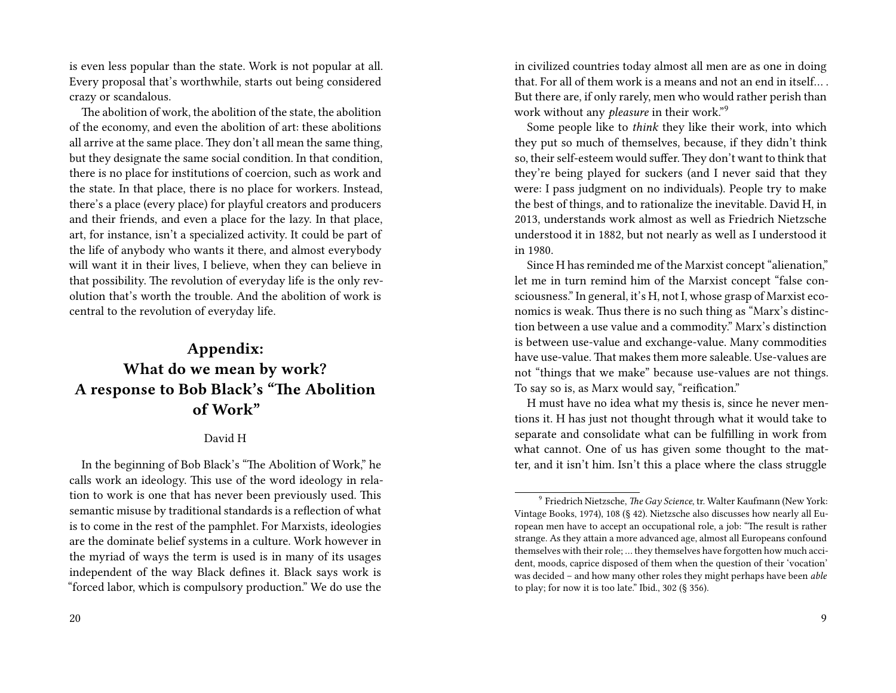is even less popular than the state. Work is not popular at all. Every proposal that's worthwhile, starts out being considered crazy or scandalous.

The abolition of work, the abolition of the state, the abolition of the economy, and even the abolition of art: these abolitions all arrive at the same place. They don't all mean the same thing, but they designate the same social condition. In that condition, there is no place for institutions of coercion, such as work and the state. In that place, there is no place for workers. Instead, there's a place (every place) for playful creators and producers and their friends, and even a place for the lazy. In that place, art, for instance, isn't a specialized activity. It could be part of the life of anybody who wants it there, and almost everybody will want it in their lives, I believe, when they can believe in that possibility. The revolution of everyday life is the only revolution that's worth the trouble. And the abolition of work is central to the revolution of everyday life.

## Appendix: What do we mean by work? A response to Bob Black's "The Abolition of Work"

David H

In the beginning of Bob Black's "The Abolition of Work," he calls work an ideology. This use of the word ideology in relation to work is one that has never been previously used. This semantic misuse by traditional standards is a reflection of what is to come in the rest of the pamphlet. For Marxists, ideologies are the dominate belief systems in a culture. Work however in the myriad of ways the term is used is in many of its usages independent of the way Black defines it. Black says work is "forced labor, which is compulsory production." We do use the

in civilized countries today almost all men are as one in doing that. For all of them work is a means and not an end in itself… . But there are, if only rarely, men who would rather perish than work without any *pleasure* in their work."[9]

Some people like to *think* they like their work, into which they put so much of themselves, because, if they didn't think so, their self-esteem would suffer. They don't want to think that they're being played for suckers (and I never said that they were: I pass judgment on no individuals). People try to make the best of things, and to rationalize the inevitable. David H, in 2013, understands work almost as well as Friedrich Nietzsche understood it in 1882, but not nearly as well as I understood it in 1980.

Since H has reminded me of the Marxist concept "alienation," let me in turn remind him of the Marxist concept "false consciousness." In general, it's H, not I, whose grasp of Marxist economics is weak. Thus there is no such thing as "Marx's distinction between a use value and a commodity." Marx's distinction is between use-value and exchange-value. Many commodities have use-value. That makes them more saleable. Use-values are not "things that we make" because use-values are not things. To say so is, as Marx would say, "reification."

H must have no idea what my thesis is, since he never mentions it. H has just not thought through what it would take to separate and consolidate what can be fulfilling in work from what cannot. One of us has given some thought to the matter, and it isn't him. Isn't this a place where the class struggle

[9] Friedrich Nietzsche, *The Gay Science*, tr. Walter Kaufmann (New York: Vintage Books, 1974), 108 (§ 42). Nietzsche also discusses how nearly all European men have to accept an occupational role, a job: "The result is rather strange. As they attain a more advanced age, almost all Europeans confound themselves with their role; … they themselves have forgotten how much accident, moods, caprice disposed of them when the question of their 'vocation' was decided – and how many other roles they might perhaps have been *able* to play; for now it is too late." Ibid., 302 (§ 356).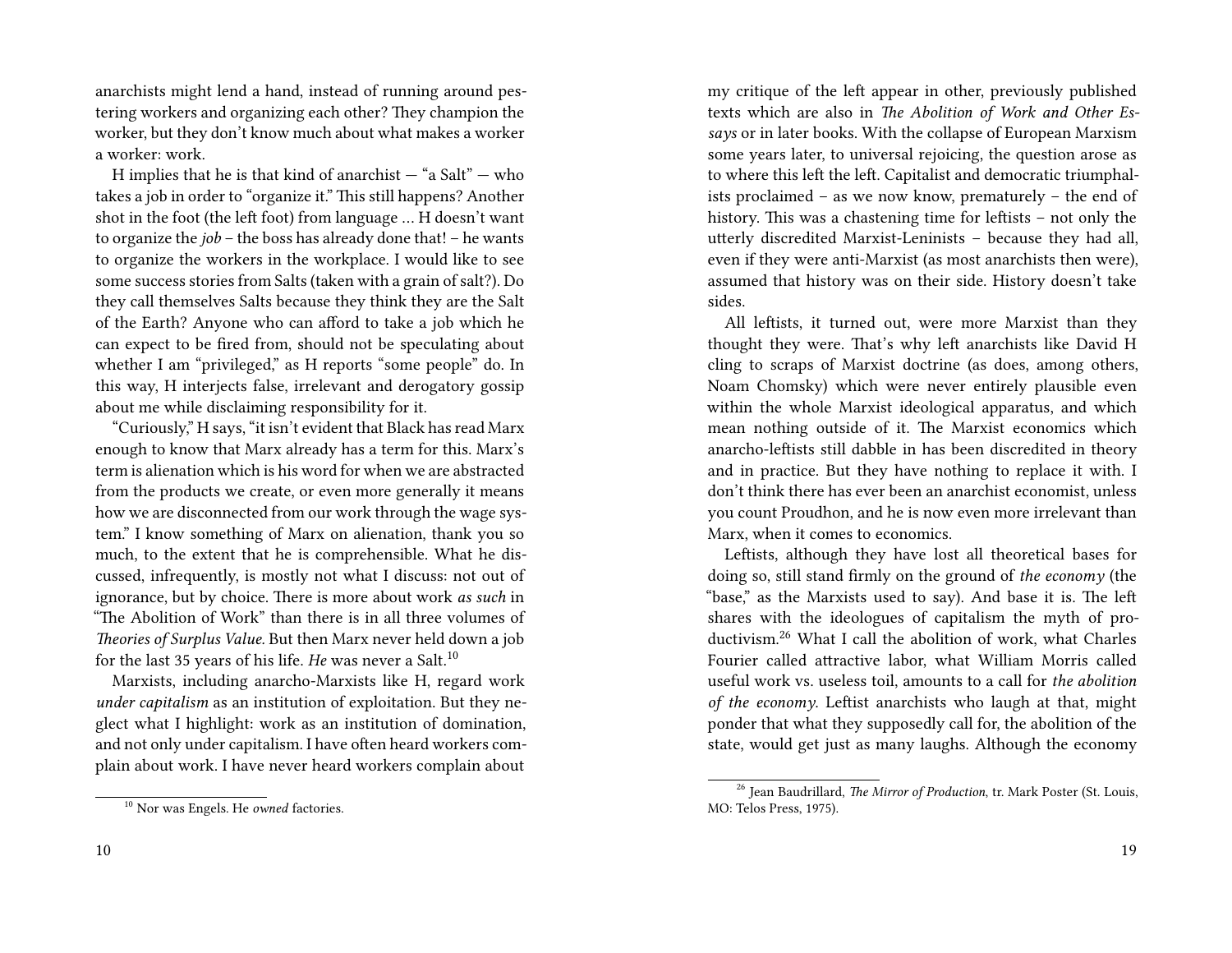anarchists might lend a hand, instead of running around pestering workers and organizing each other? They champion the worker, but they don't know much about what makes a worker a worker: work.

H implies that he is that kind of anarchist — "a Salt" — who takes a job in order to "organize it." This still happens? Another shot in the foot (the left foot) from language … H doesn't want to organize the *job* – the boss has already done that! – he wants to organize the workers in the workplace. I would like to see some success stories from Salts (taken with a grain of salt?). Do they call themselves Salts because they think they are the Salt of the Earth? Anyone who can afford to take a job which he can expect to be fired from, should not be speculating about whether I am "privileged," as H reports "some people" do. In this way, H interjects false, irrelevant and derogatory gossip about me while disclaiming responsibility for it.

"Curiously," H says, "it isn't evident that Black has read Marx enough to know that Marx already has a term for this. Marx's term is alienation which is his word for when we are abstracted from the products we create, or even more generally it means how we are disconnected from our work through the wage system." I know something of Marx on alienation, thank you so much, to the extent that he is comprehensible. What he discussed, infrequently, is mostly not what I discuss: not out of ignorance, but by choice. There is more about work *as such* in "The Abolition of Work" than there is in all three volumes of *Theories of Surplus Value.* But then Marx never held down a job for the last 35 years of his life. *He* was never a Salt.[10]

Marxists, including anarcho-Marxists like H, regard work *under capitalism* as an institution of exploitation. But they neglect what I highlight: work as an institution of domination, and not only under capitalism. I have often heard workers complain about work. I have never heard workers complain about

[10] Nor was Engels. He *owned* factories.

my critique of the left appear in other, previously published texts which are also in *The Abolition of Work and Other Essays* or in later books. With the collapse of European Marxism some years later, to universal rejoicing, the question arose as to where this left the left. Capitalist and democratic triumphalists proclaimed – as we now know, prematurely – the end of history. This was a chastening time for leftists – not only the utterly discredited Marxist-Leninists – because they had all, even if they were anti-Marxist (as most anarchists then were), assumed that history was on their side. History doesn't take sides.

All leftists, it turned out, were more Marxist than they thought they were. That's why left anarchists like David H cling to scraps of Marxist doctrine (as does, among others, Noam Chomsky) which were never entirely plausible even within the whole Marxist ideological apparatus, and which mean nothing outside of it. The Marxist economics which anarcho-leftists still dabble in has been discredited in theory and in practice. But they have nothing to replace it with. I don't think there has ever been an anarchist economist, unless you count Proudhon, and he is now even more irrelevant than Marx, when it comes to economics.

Leftists, although they have lost all theoretical bases for doing so, still stand firmly on the ground of *the economy* (the "base," as the Marxists used to say). And base it is. The left shares with the ideologues of capitalism the myth of productivism.[26] What I call the abolition of work, what Charles Fourier called attractive labor, what William Morris called useful work vs. useless toil, amounts to a call for *the abolition of the economy*. Leftist anarchists who laugh at that, might ponder that what they supposedly call for, the abolition of the state, would get just as many laughs. Although the economy

[26] Jean Baudrillard, *The Mirror of Production*, tr. Mark Poster (St. Louis, MO: Telos Press, 1975).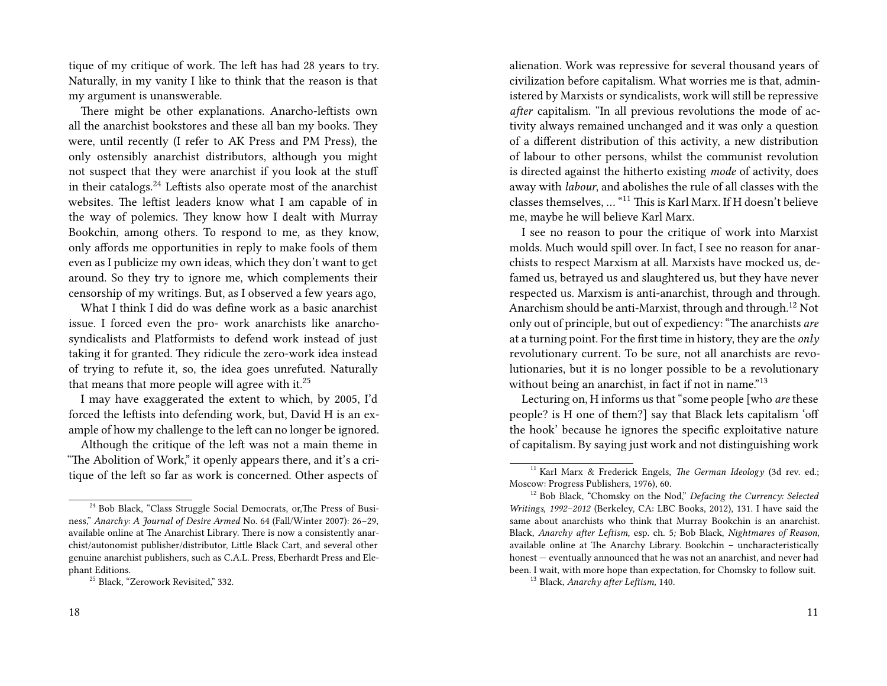tique of my critique of work. The left has had 28 years to try. Naturally, in my vanity I like to think that the reason is that my argument is unanswerable.

There might be other explanations. Anarcho-leftists own all the anarchist bookstores and these all ban my books. They were, until recently (I refer to AK Press and PM Press), the only ostensibly anarchist distributors, although you might not suspect that they were anarchist if you look at the stuff in their catalogs.[24] Leftists also operate most of the anarchist websites. The leftist leaders know what I am capable of in the way of polemics. They know how I dealt with Murray Bookchin, among others. To respond to me, as they know, only affords me opportunities in reply to make fools of them even as I publicize my own ideas, which they don't want to get around. So they try to ignore me, which complements their censorship of my writings. But, as I observed a few years ago,

What I think I did do was define work as a basic anarchist issue. I forced even the pro- work anarchists like anarcho-syndicalists and Platformists to defend work instead of just taking it for granted. They ridicule the zero-work idea instead of trying to refute it, so, the idea goes unrefuted. Naturally that means that more people will agree with it.[25]

I may have exaggerated the extent to which, by 2005, I'd forced the leftists into defending work, but, David H is an example of how my challenge to the left can no longer be ignored.

Although the critique of the left was not a main theme in "The Abolition of Work," it openly appears there, and it's a critique of the left so far as work is concerned. Other aspects of

[24] Bob Black, "Class Struggle Social Democrats, or,The Press of Business," *Anarchy: A Journal of Desire Armed* No. 64 (Fall/Winter 2007): 26–29, available online at The Anarchist Library. There is now a consistently anarchist/autonomist publisher/distributor, Little Black Cart, and several other genuine anarchist publishers, such as C.A.L. Press, Eberhardt Press and Elephant Editions.

[25] Black, "Zerowork Revisited," 332.

alienation. Work was repressive for several thousand years of civilization before capitalism. What worries me is that, administered by Marxists or syndicalists, work will still be repressive *after* capitalism. "In all previous revolutions the mode of activity always remained unchanged and it was only a question of a different distribution of this activity, a new distribution of labour to other persons, whilst the communist revolution is directed against the hitherto existing *mode* of activity, does away with *labour*, and abolishes the rule of all classes with the classes themselves, … "[11] This is Karl Marx. If H doesn't believe me, maybe he will believe Karl Marx.

I see no reason to pour the critique of work into Marxist molds. Much would spill over. In fact, I see no reason for anarchists to respect Marxism at all. Marxists have mocked us, defamed us, betrayed us and slaughtered us, but they have never respected us. Marxism is anti-anarchist, through and through. Anarchism should be anti-Marxist, through and through.[12] Not only out of principle, but out of expediency: "The anarchists *are* at a turning point. For the first time in history, they are the *only* revolutionary current. To be sure, not all anarchists are revolutionaries, but it is no longer possible to be a revolutionary without being an anarchist, in fact if not in name."[13]

Lecturing on, H informs us that "some people [who *are* these people? is H one of them?] say that Black lets capitalism 'off the hook' because he ignores the specific exploitative nature of capitalism. By saying just work and not distinguishing work

[11] Karl Marx & Frederick Engels, *The German Ideology* (3d rev. ed.; Moscow: Progress Publishers, 1976), 60.

[12] Bob Black, "Chomsky on the Nod," *Defacing the Currency: Selected Writings, 1992–2012* (Berkeley, CA: LBC Books, 2012), 131. I have said the same about anarchists who think that Murray Bookchin is an anarchist. Black, *Anarchy after Leftism,* esp. ch. 5*;* Bob Black, *Nightmares of Reason*, available online at The Anarchy Library. Bookchin – uncharacteristically honest — eventually announced that he was not an anarchist, and never had been. I wait, with more hope than expectation, for Chomsky to follow suit.

[13] Black, *Anarchy after Leftism,* 140.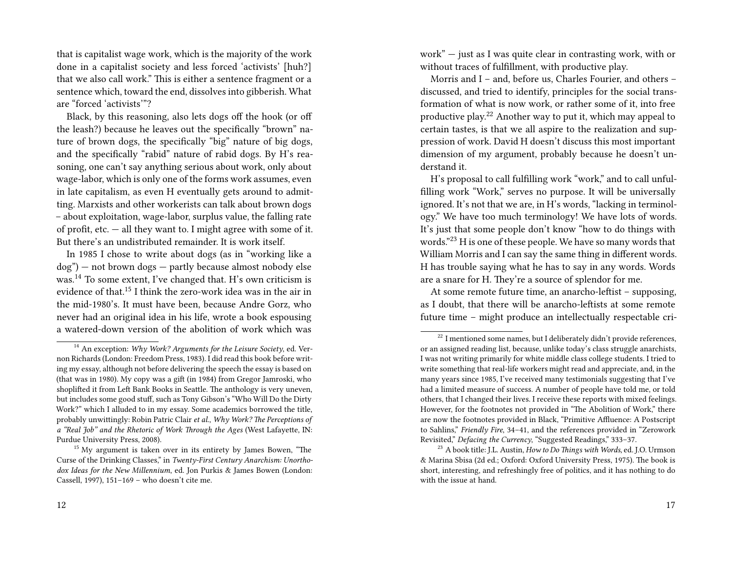that is capitalist wage work, which is the majority of the work done in a capitalist society and less forced 'activists' [huh?] that we also call work." This is either a sentence fragment or a sentence which, toward the end, dissolves into gibberish. What are "forced 'activists'"?

Black, by this reasoning, also lets dogs off the hook (or off the leash?) because he leaves out the specifically "brown" nature of brown dogs, the specifically "big" nature of big dogs, and the specifically "rabid" nature of rabid dogs. By H's reasoning, one can't say anything serious about work, only about wage-labor, which is only one of the forms work assumes, even in late capitalism, as even H eventually gets around to admitting. Marxists and other workerists can talk about brown dogs – about exploitation, wage-labor, surplus value, the falling rate of profit, etc. — all they want to. I might agree with some of it. But there's an undistributed remainder. It is work itself.

In 1985 I chose to write about dogs (as in "working like a dog") — not brown dogs — partly because almost nobody else was.[14] To some extent, I've changed that. H's own criticism is evidence of that.[15] I think the zero-work idea was in the air in the mid-1980's. It must have been, because Andre Gorz, who never had an original idea in his life, wrote a book espousing a watered-down version of the abolition of work which was

[14] An exception: *Why Work? Arguments for the Leisure Society*, ed. Vernon Richards (London: Freedom Press, 1983). I did read this book before writing my essay, although not before delivering the speech the essay is based on (that was in 1980). My copy was a gift (in 1984) from Gregor Jamroski, who shoplifted it from Left Bank Books in Seattle. The anthology is very uneven, but includes some good stuff, such as Tony Gibson's "Who Will Do the Dirty Work?" which I alluded to in my essay. Some academics borrowed the title, probably unwittingly: Robin Patric Clair *et al.*, *Why Work? The Perceptions of a "Real Job" and the Rhetoric of Work Through the Ages* (West Lafayette, IN: Purdue University Press, 2008).

[15] My argument is taken over in its entirety by James Bowen, "The Curse of the Drinking Classes," in *Twenty-First Century Anarchism: Unorthodox Ideas for the New Millennium*, ed. Jon Purkis & James Bowen (London: Cassell, 1997), 151–169 – who doesn't cite me.

work" — just as I was quite clear in contrasting work, with or without traces of fulfillment, with productive play.

Morris and I – and, before us, Charles Fourier, and others – discussed, and tried to identify, principles for the social transformation of what is now work, or rather some of it, into free productive play.[22] Another way to put it, which may appeal to certain tastes, is that we all aspire to the realization and suppression of work. David H doesn't discuss this most important dimension of my argument, probably because he doesn't understand it.

H's proposal to call fulfilling work "work," and to call unfulfilling work "Work," serves no purpose. It will be universally ignored. It's not that we are, in H's words, "lacking in terminology." We have too much terminology! We have lots of words. It's just that some people don't know "how to do things with words."[23] H is one of these people. We have so many words that William Morris and I can say the same thing in different words. H has trouble saying what he has to say in any words. Words are a snare for H. They're a source of splendor for me.

At some remote future time, an anarcho-leftist – supposing, as I doubt, that there will be anarcho-leftists at some remote future time – might produce an intellectually respectable cri-

[22] I mentioned some names, but I deliberately didn't provide references, or an assigned reading list, because, unlike today's class struggle anarchists, I was not writing primarily for white middle class college students. I tried to write something that real-life workers might read and appreciate, and, in the many years since 1985, I've received many testimonials suggesting that I've had a limited measure of success. A number of people have told me, or told others, that I changed their lives. I receive these reports with mixed feelings. However, for the footnotes not provided in "The Abolition of Work," there are now the footnotes provided in Black, "Primitive Affluence: A Postscript to Sahlins," *Friendly Fire*, 34–41, and the references provided in "Zerowork Revisited," *Defacing the Currency*, "Suggested Readings," 333–37.

[23] A book title: J.L. Austin, *How to Do Things with Words*, ed. J.O. Urmson & Marina Sbisa (2d ed.; Oxford: Oxford University Press, 1975). The book is short, interesting, and refreshingly free of politics, and it has nothing to do with the issue at hand.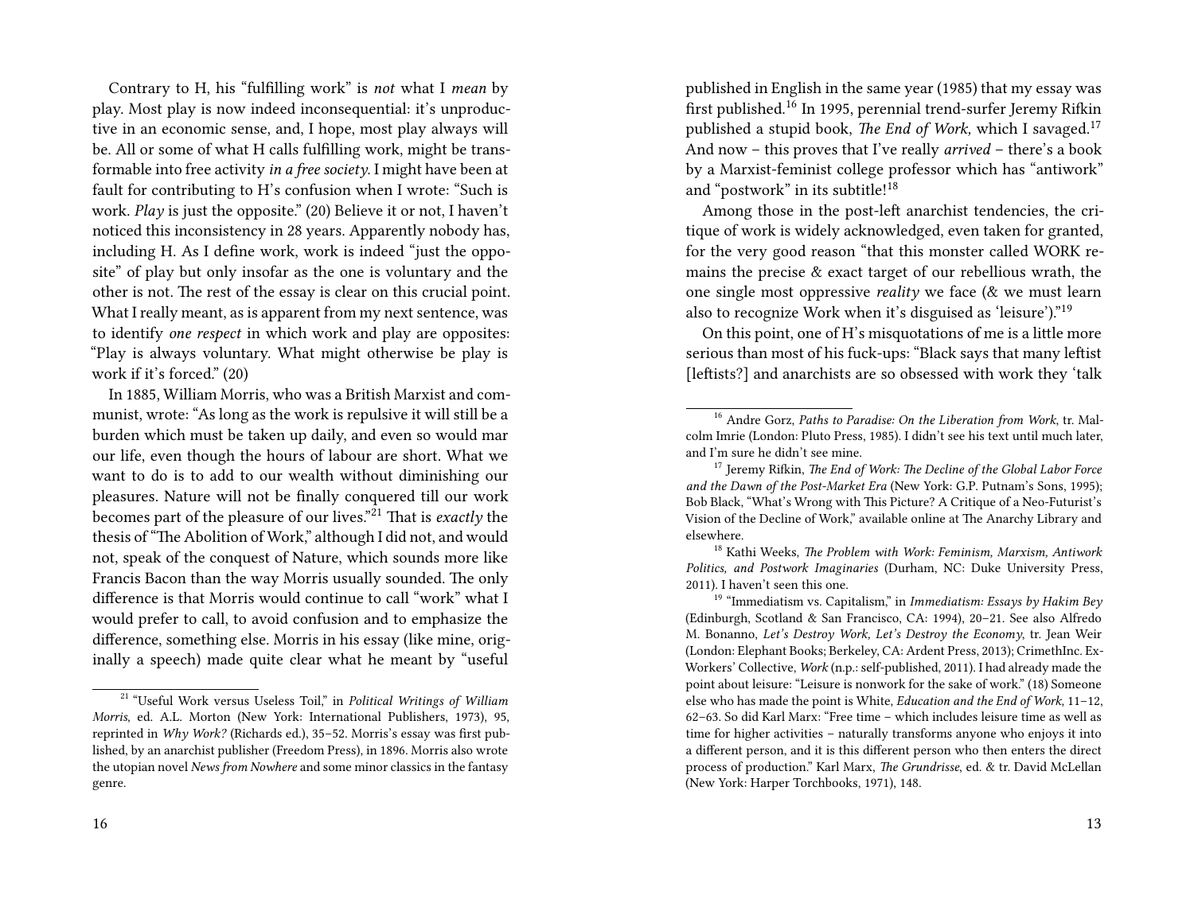Contrary to H, his "fulfilling work" is *not* what I *mean* by play. Most play is now indeed inconsequential: it's unproductive in an economic sense, and, I hope, most play always will be. All or some of what H calls fulfilling work, might be transformable into free activity *in a free society*. I might have been at fault for contributing to H's confusion when I wrote: "Such is work. *Play* is just the opposite." (20) Believe it or not, I haven't noticed this inconsistency in 28 years. Apparently nobody has, including H. As I define work, work is indeed "just the opposite" of play but only insofar as the one is voluntary and the other is not. The rest of the essay is clear on this crucial point. What I really meant, as is apparent from my next sentence, was to identify *one respect* in which work and play are opposites: "Play is always voluntary. What might otherwise be play is work if it's forced." (20)

In 1885, William Morris, who was a British Marxist and communist, wrote: "As long as the work is repulsive it will still be a burden which must be taken up daily, and even so would mar our life, even though the hours of labour are short. What we want to do is to add to our wealth without diminishing our pleasures. Nature will not be finally conquered till our work becomes part of the pleasure of our lives."[21] That is *exactly* the thesis of "The Abolition of Work," although I did not, and would not, speak of the conquest of Nature, which sounds more like Francis Bacon than the way Morris usually sounded. The only difference is that Morris would continue to call "work" what I would prefer to call, to avoid confusion and to emphasize the difference, something else. Morris in his essay (like mine, originally a speech) made quite clear what he meant by "useful

[21] "Useful Work versus Useless Toil," in *Political Writings of William Morris*, ed. A.L. Morton (New York: International Publishers, 1973), 95, reprinted in *Why Work?* (Richards ed.), 35–52. Morris's essay was first published, by an anarchist publisher (Freedom Press), in 1896. Morris also wrote the utopian novel *News from Nowhere* and some minor classics in the fantasy genre.

published in English in the same year (1985) that my essay was first published.[16] In 1995, perennial trend-surfer Jeremy Rifkin published a stupid book, *The End of Work,* which I savaged.[17] And now – this proves that I've really *arrived* – there's a book by a Marxist-feminist college professor which has "antiwork" and "postwork" in its subtitle![18]

Among those in the post-left anarchist tendencies, the critique of work is widely acknowledged, even taken for granted, for the very good reason "that this monster called WORK remains the precise & exact target of our rebellious wrath, the one single most oppressive *reality* we face (& we must learn also to recognize Work when it's disguised as 'leisure')."[19]

On this point, one of H's misquotations of me is a little more serious than most of his fuck-ups: "Black says that many leftist [leftists?] and anarchists are so obsessed with work they 'talk

[16] Andre Gorz, *Paths to Paradise: On the Liberation from Work*, tr. Malcolm Imrie (London: Pluto Press, 1985). I didn't see his text until much later, and I'm sure he didn't see mine.

[17] Jeremy Rifkin, *The End of Work: The Decline of the Global Labor Force and the Dawn of the Post-Market Era* (New York: G.P. Putnam's Sons, 1995); Bob Black, "What's Wrong with This Picture? A Critique of a Neo-Futurist's Vision of the Decline of Work," available online at The Anarchy Library and elsewhere.

[18] Kathi Weeks, *The Problem with Work: Feminism, Marxism, Antiwork Politics, and Postwork Imaginaries* (Durham, NC: Duke University Press, 2011). I haven't seen this one.

[19] "Immediatism vs. Capitalism," in *Immediatism: Essays by Hakim Bey* (Edinburgh, Scotland & San Francisco, CA: 1994), 20–21. See also Alfredo M. Bonanno, *Let's Destroy Work, Let's Destroy the Economy*, tr. Jean Weir (London: Elephant Books; Berkeley, CA: Ardent Press, 2013); CrimethInc. Ex-Workers' Collective, *Work* (n.p.: self-published, 2011). I had already made the point about leisure: "Leisure is nonwork for the sake of work." (18) Someone else who has made the point is White, *Education and the End of Work*, 11–12, 62–63. So did Karl Marx: "Free time – which includes leisure time as well as time for higher activities – naturally transforms anyone who enjoys it into a different person, and it is this different person who then enters the direct process of production." Karl Marx, *The Grundrisse*, ed. & tr. David McLellan (New York: Harper Torchbooks, 1971), 148.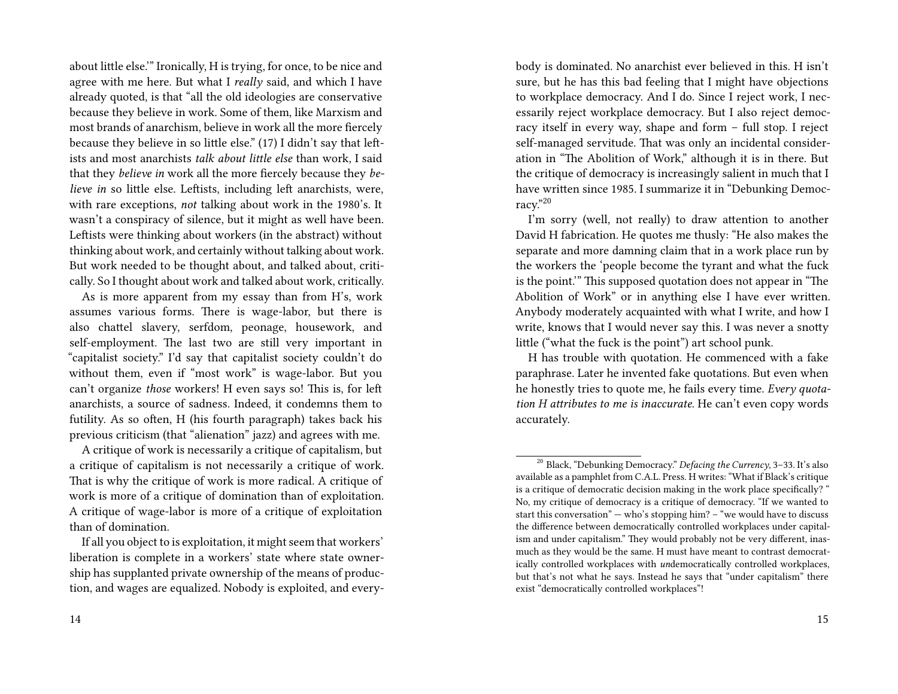about little else.'" Ironically, H is trying, for once, to be nice and agree with me here. But what I *really* said, and which I have already quoted, is that "all the old ideologies are conservative because they believe in work. Some of them, like Marxism and most brands of anarchism, believe in work all the more fiercely because they believe in so little else." (17) I didn't say that leftists and most anarchists *talk about little else* than work, I said that they *believe in* work all the more fiercely because they *believe in* so little else. Leftists, including left anarchists, were, with rare exceptions, *not* talking about work in the 1980's. It wasn't a conspiracy of silence, but it might as well have been. Leftists were thinking about workers (in the abstract) without thinking about work, and certainly without talking about work. But work needed to be thought about, and talked about, critically. So I thought about work and talked about work, critically.

As is more apparent from my essay than from H's, work assumes various forms. There is wage-labor, but there is also chattel slavery, serfdom, peonage, housework, and self-employment. The last two are still very important in "capitalist society." I'd say that capitalist society couldn't do without them, even if "most work" is wage-labor. But you can't organize *those* workers! H even says so! This is, for left anarchists, a source of sadness. Indeed, it condemns them to futility. As so often, H (his fourth paragraph) takes back his previous criticism (that "alienation" jazz) and agrees with me.

A critique of work is necessarily a critique of capitalism, but a critique of capitalism is not necessarily a critique of work. That is why the critique of work is more radical. A critique of work is more of a critique of domination than of exploitation. A critique of wage-labor is more of a critique of exploitation than of domination.

If all you object to is exploitation, it might seem that workers' liberation is complete in a workers' state where state ownership has supplanted private ownership of the means of production, and wages are equalized. Nobody is exploited, and everybody is dominated. No anarchist ever believed in this. H isn't sure, but he has this bad feeling that I might have objections to workplace democracy. And I do. Since I reject work, I necessarily reject workplace democracy. But I also reject democracy itself in every way, shape and form – full stop. I reject self-managed servitude. That was only an incidental consideration in "The Abolition of Work," although it is in there. But the critique of democracy is increasingly salient in much that I have written since 1985. I summarize it in "Debunking Democracy."[20]

I'm sorry (well, not really) to draw attention to another David H fabrication. He quotes me thusly: "He also makes the separate and more damning claim that in a work place run by the workers the 'people become the tyrant and what the fuck is the point.'" This supposed quotation does not appear in "The Abolition of Work" or in anything else I have ever written. Anybody moderately acquainted with what I write, and how I write, knows that I would never say this. I was never a snotty little ("what the fuck is the point") art school punk.

H has trouble with quotation. He commenced with a fake paraphrase. Later he invented fake quotations. But even when he honestly tries to quote me, he fails every time. *Every quotation H attributes to me is inaccurate.* He can't even copy words accurately.

[20] Black, "Debunking Democracy." *Defacing the Currency*, 3–33. It's also available as a pamphlet from C.A.L. Press. H writes: "What if Black's critique is a critique of democratic decision making in the work place specifically? " No, my critique of democracy is a critique of democracy. "If we wanted to start this conversation" — who's stopping him? – "we would have to discuss the difference between democratically controlled workplaces under capitalism and under capitalism." They would probably not be very different, inasmuch as they would be the same. H must have meant to contrast democratically controlled workplaces with *un*democratically controlled workplaces, but that's not what he says. Instead he says that "under capitalism" there exist "democratically controlled workplaces"!